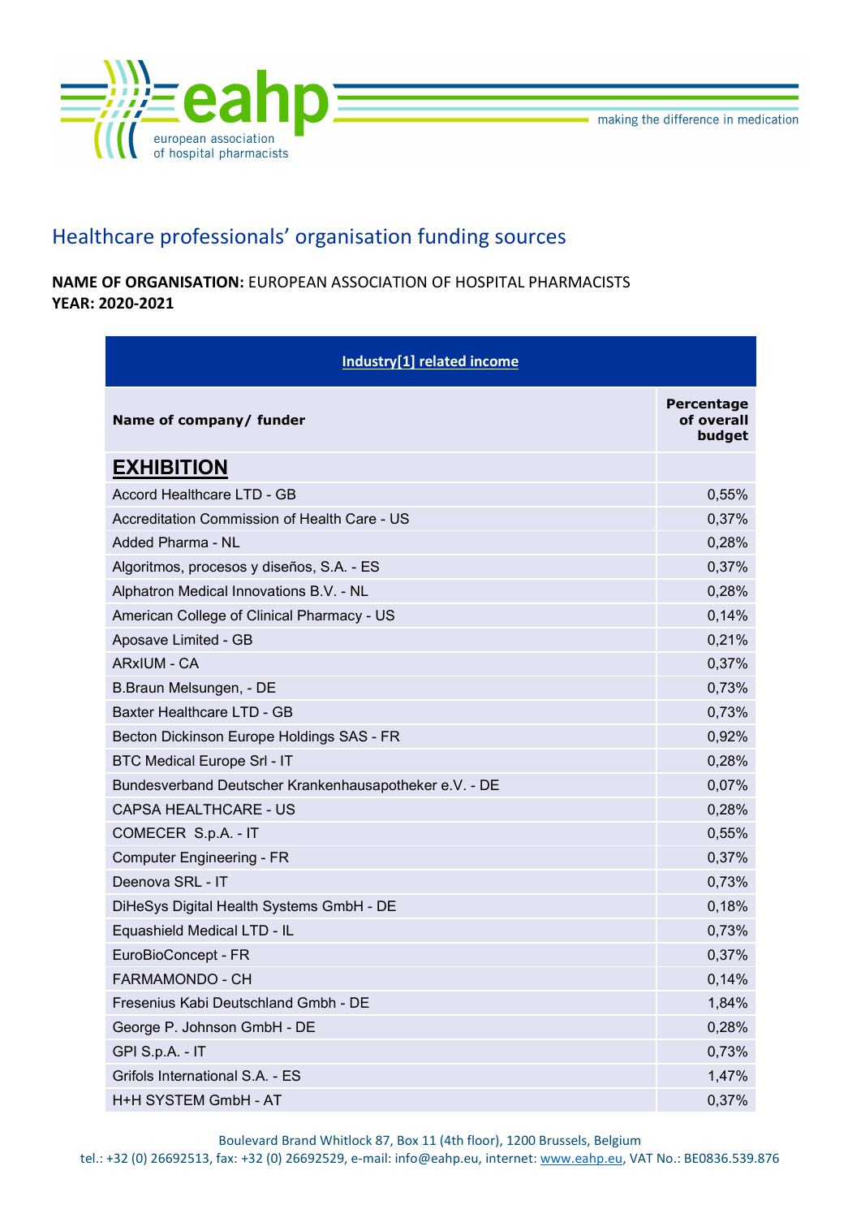# Healthcare professionals' organisation funding sources

**NAME OF ORGANISATION:** EUROPEAN ASSOCIATION OF HOSPITAL PHARMACISTS
**YEAR: 2020-2021**

| Industry[1] related income | |
|---|---|
| **Name of company/ funder** | **Percentage of overall budget** |
| **EXHIBITION** | |
| Accord Healthcare LTD - GB | 0,55% |
| Accreditation Commission of Health Care - US | 0,37% |
| Added Pharma - NL | 0,28% |
| Algoritmos, procesos y diseños, S.A. - ES | 0,37% |
| Alphatron Medical Innovations B.V. - NL | 0,28% |
| American College of Clinical Pharmacy - US | 0,14% |
| Aposave Limited - GB | 0,21% |
| ARxIUM - CA | 0,37% |
| B.Braun Melsungen, - DE | 0,73% |
| Baxter Healthcare LTD - GB | 0,73% |
| Becton Dickinson Europe Holdings SAS - FR | 0,92% |
| BTC Medical Europe Srl - IT | 0,28% |
| Bundesverband Deutscher Krankenhausapotheker e.V. - DE | 0,07% |
| CAPSA HEALTHCARE - US | 0,28% |
| COMECER S.p.A. - IT | 0,55% |
| Computer Engineering - FR | 0,37% |
| Deenova SRL - IT | 0,73% |
| DiHeSys Digital Health Systems GmbH - DE | 0,18% |
| Equashield Medical LTD - IL | 0,73% |
| EuroBioConcept - FR | 0,37% |
| FARMAMONDO - CH | 0,14% |
| Fresenius Kabi Deutschland Gmbh - DE | 1,84% |
| George P. Johnson GmbH - DE | 0,28% |
| GPI S.p.A. - IT | 0,73% |
| Grifols International S.A. - ES | 1,47% |
| H+H SYSTEM GmbH - AT | 0,37% |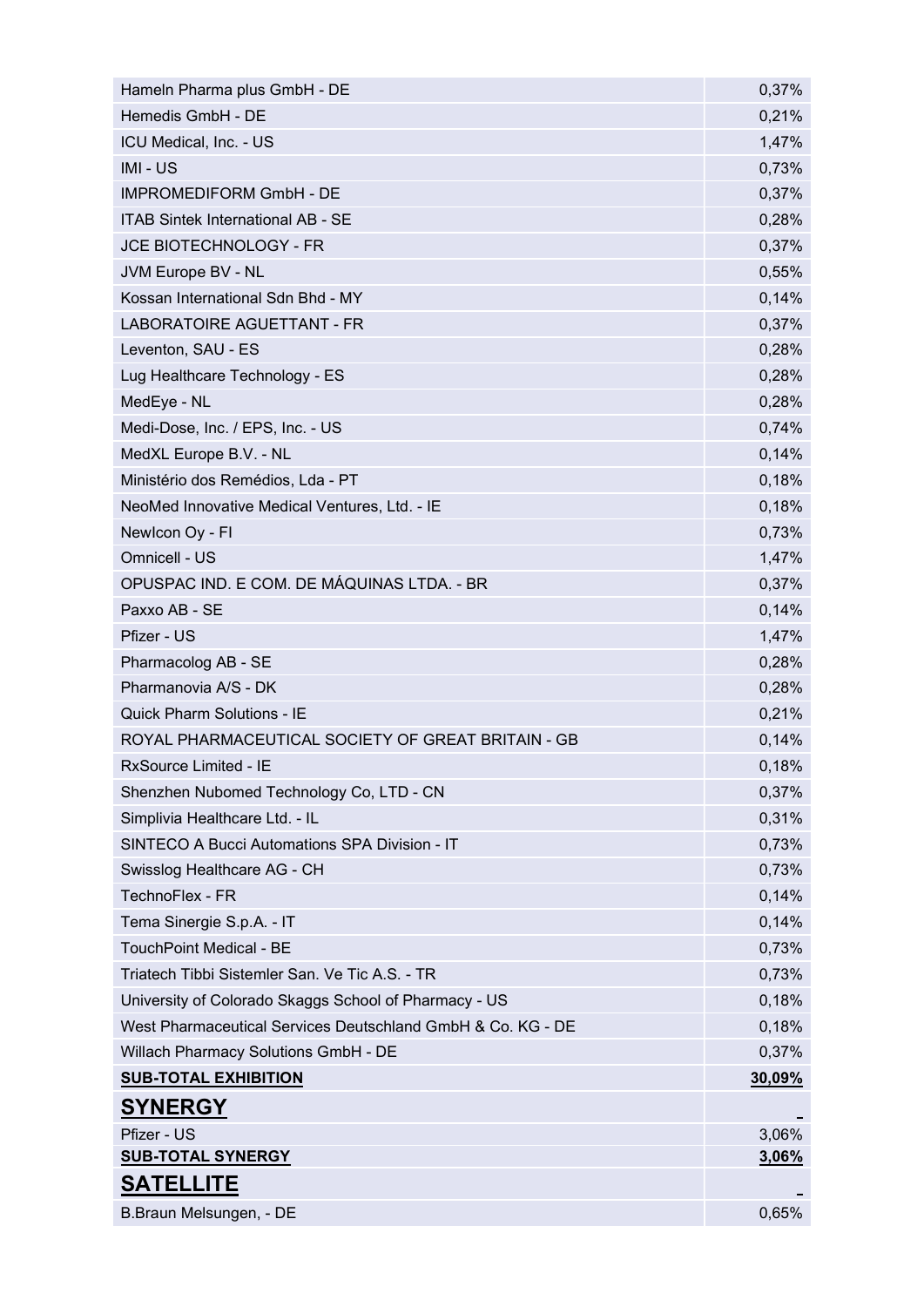| | |
|---|---|
| Hameln Pharma plus GmbH - DE | 0,37% |
| Hemedis GmbH - DE | 0,21% |
| ICU Medical, Inc. - US | 1,47% |
| IMI - US | 0,73% |
| IMPROMEDIFORM GmbH - DE | 0,37% |
| ITAB Sintek International AB - SE | 0,28% |
| JCE BIOTECHNOLOGY - FR | 0,37% |
| JVM Europe BV - NL | 0,55% |
| Kossan International Sdn Bhd - MY | 0,14% |
| LABORATOIRE AGUETTANT - FR | 0,37% |
| Leventon, SAU - ES | 0,28% |
| Lug Healthcare Technology - ES | 0,28% |
| MedEye - NL | 0,28% |
| Medi-Dose, Inc. / EPS, Inc. - US | 0,74% |
| MedXL Europe B.V. - NL | 0,14% |
| Ministério dos Remédios, Lda - PT | 0,18% |
| NeoMed Innovative Medical Ventures, Ltd. - IE | 0,18% |
| NewIcon Oy - FI | 0,73% |
| Omnicell - US | 1,47% |
| OPUSPAC IND. E COM. DE MÁQUINAS LTDA. - BR | 0,37% |
| Paxxo AB - SE | 0,14% |
| Pfizer - US | 1,47% |
| Pharmacolog AB - SE | 0,28% |
| Pharmanovia A/S - DK | 0,28% |
| Quick Pharm Solutions - IE | 0,21% |
| ROYAL PHARMACEUTICAL SOCIETY OF GREAT BRITAIN - GB | 0,14% |
| RxSource Limited - IE | 0,18% |
| Shenzhen Nubomed Technology Co, LTD - CN | 0,37% |
| Simplivia Healthcare Ltd. - IL | 0,31% |
| SINTECO A Bucci Automations SPA Division - IT | 0,73% |
| Swisslog Healthcare AG - CH | 0,73% |
| TechnoFlex - FR | 0,14% |
| Tema Sinergie S.p.A. - IT | 0,14% |
| TouchPoint Medical - BE | 0,73% |
| Triatech Tibbi Sistemler San. Ve Tic A.S. - TR | 0,73% |
| University of Colorado Skaggs School of Pharmacy - US | 0,18% |
| West Pharmaceutical Services Deutschland GmbH & Co. KG - DE | 0,18% |
| Willach Pharmacy Solutions GmbH - DE | 0,37% |
| **SUB-TOTAL EXHIBITION** | **30,09%** |
| **SYNERGY** | - |
| Pfizer - US | 3,06% |
| **SUB-TOTAL SYNERGY** | **3,06%** |
| **SATELLITE** | - |
| B.Braun Melsungen, - DE | 0,65% |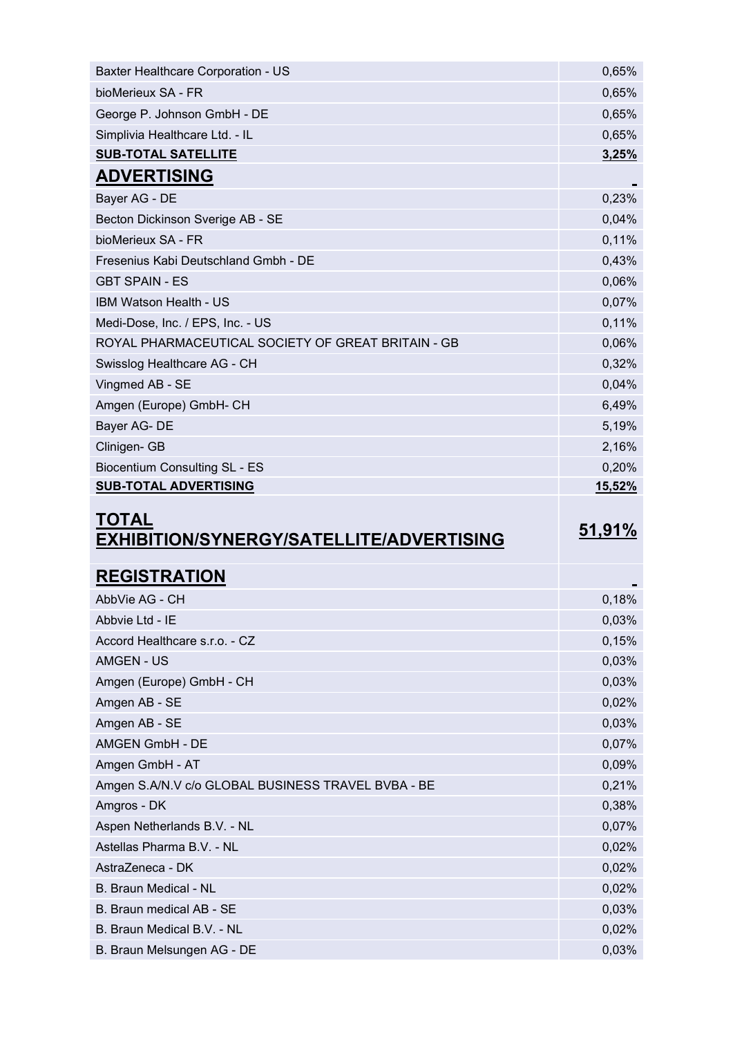| | |
|---|---|
| Baxter Healthcare Corporation - US | 0,65% |
| bioMerieux SA - FR | 0,65% |
| George P. Johnson GmbH - DE | 0,65% |
| Simplivia Healthcare Ltd. - IL | 0,65% |
| **SUB-TOTAL SATELLITE** | **3,25%** |
| **ADVERTISING** | **-** |
| Bayer AG - DE | 0,23% |
| Becton Dickinson Sverige AB - SE | 0,04% |
| bioMerieux SA - FR | 0,11% |
| Fresenius Kabi Deutschland Gmbh - DE | 0,43% |
| GBT SPAIN - ES | 0,06% |
| IBM Watson Health - US | 0,07% |
| Medi-Dose, Inc. / EPS, Inc. - US | 0,11% |
| ROYAL PHARMACEUTICAL SOCIETY OF GREAT BRITAIN - GB | 0,06% |
| Swisslog Healthcare AG - CH | 0,32% |
| Vingmed AB - SE | 0,04% |
| Amgen (Europe) GmbH- CH | 6,49% |
| Bayer AG- DE | 5,19% |
| Clinigen- GB | 2,16% |
| Biocentium Consulting SL - ES | 0,20% |
| **SUB-TOTAL ADVERTISING** | **15,52%** |
| **TOTAL EXHIBITION/SYNERGY/SATELLITE/ADVERTISING** | **51,91%** |
| **REGISTRATION** | **-** |
| AbbVie AG - CH | 0,18% |
| Abbvie Ltd - IE | 0,03% |
| Accord Healthcare s.r.o. - CZ | 0,15% |
| AMGEN - US | 0,03% |
| Amgen (Europe) GmbH - CH | 0,03% |
| Amgen AB - SE | 0,02% |
| Amgen AB - SE | 0,03% |
| AMGEN GmbH - DE | 0,07% |
| Amgen GmbH - AT | 0,09% |
| Amgen S.A/N.V c/o GLOBAL BUSINESS TRAVEL BVBA - BE | 0,21% |
| Amgros - DK | 0,38% |
| Aspen Netherlands B.V. - NL | 0,07% |
| Astellas Pharma B.V. - NL | 0,02% |
| AstraZeneca - DK | 0,02% |
| B. Braun Medical - NL | 0,02% |
| B. Braun medical AB - SE | 0,03% |
| B. Braun Medical B.V. - NL | 0,02% |
| B. Braun Melsungen AG - DE | 0,03% |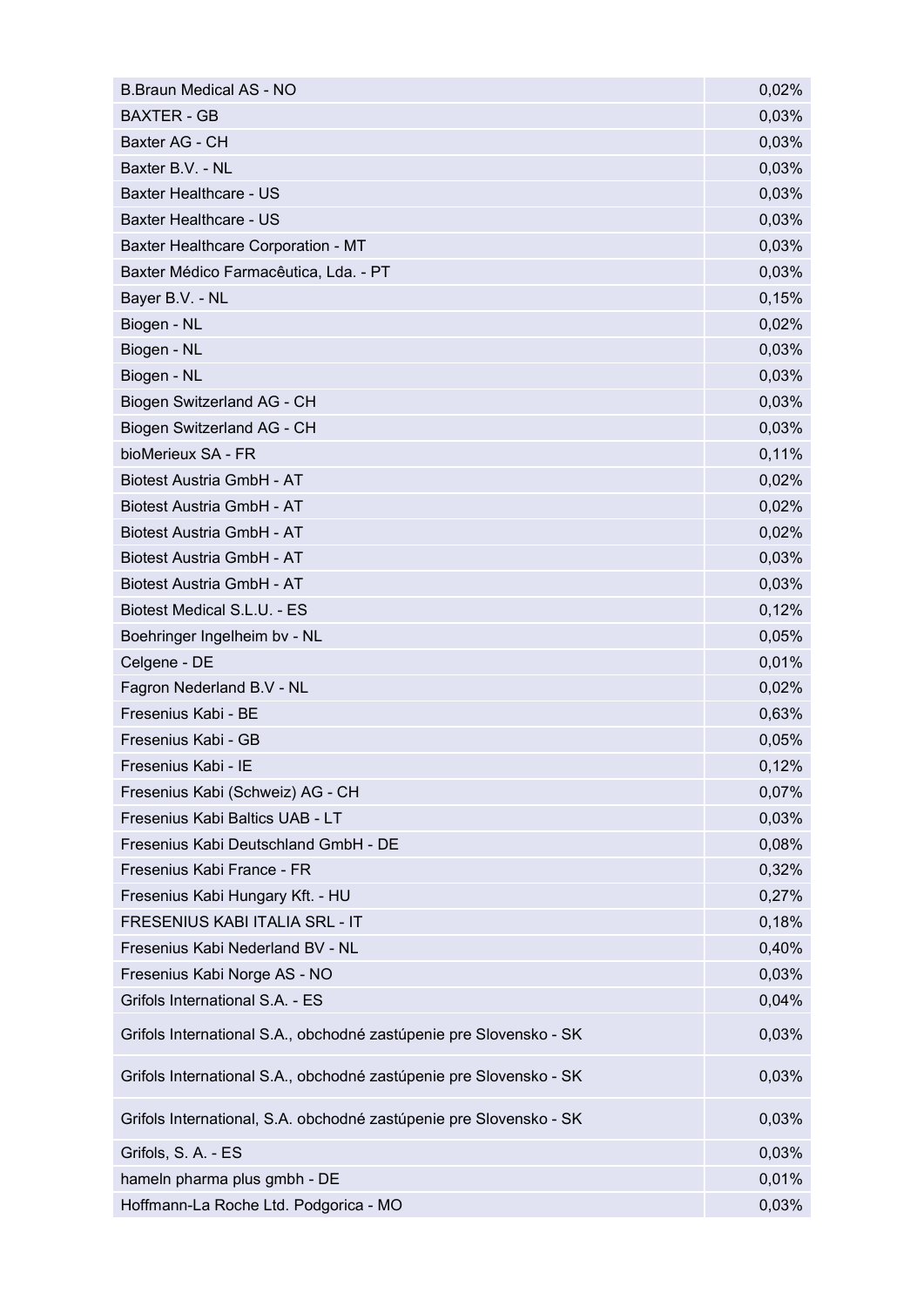| | |
|---|---|
| B.Braun Medical AS - NO | 0,02% |
| BAXTER - GB | 0,03% |
| Baxter AG - CH | 0,03% |
| Baxter B.V. - NL | 0,03% |
| Baxter Healthcare - US | 0,03% |
| Baxter Healthcare - US | 0,03% |
| Baxter Healthcare Corporation - MT | 0,03% |
| Baxter Médico Farmacêutica, Lda. - PT | 0,03% |
| Bayer B.V. - NL | 0,15% |
| Biogen - NL | 0,02% |
| Biogen - NL | 0,03% |
| Biogen - NL | 0,03% |
| Biogen Switzerland AG - CH | 0,03% |
| Biogen Switzerland AG - CH | 0,03% |
| bioMerieux SA - FR | 0,11% |
| Biotest Austria GmbH - AT | 0,02% |
| Biotest Austria GmbH - AT | 0,02% |
| Biotest Austria GmbH - AT | 0,02% |
| Biotest Austria GmbH - AT | 0,03% |
| Biotest Austria GmbH - AT | 0,03% |
| Biotest Medical S.L.U. - ES | 0,12% |
| Boehringer Ingelheim bv - NL | 0,05% |
| Celgene - DE | 0,01% |
| Fagron Nederland B.V - NL | 0,02% |
| Fresenius Kabi - BE | 0,63% |
| Fresenius Kabi - GB | 0,05% |
| Fresenius Kabi - IE | 0,12% |
| Fresenius Kabi (Schweiz) AG - CH | 0,07% |
| Fresenius Kabi Baltics UAB - LT | 0,03% |
| Fresenius Kabi Deutschland GmbH - DE | 0,08% |
| Fresenius Kabi France - FR | 0,32% |
| Fresenius Kabi Hungary Kft. - HU | 0,27% |
| FRESENIUS KABI ITALIA SRL - IT | 0,18% |
| Fresenius Kabi Nederland BV - NL | 0,40% |
| Fresenius Kabi Norge AS - NO | 0,03% |
| Grifols International S.A. - ES | 0,04% |
| Grifols International S.A., obchodné zastúpenie pre Slovensko - SK | 0,03% |
| Grifols International S.A., obchodné zastúpenie pre Slovensko - SK | 0,03% |
| Grifols International, S.A. obchodné zastúpenie pre Slovensko - SK | 0,03% |
| Grifols, S. A. - ES | 0,03% |
| hameln pharma plus gmbh - DE | 0,01% |
| Hoffmann-La Roche Ltd. Podgorica - MO | 0,03% |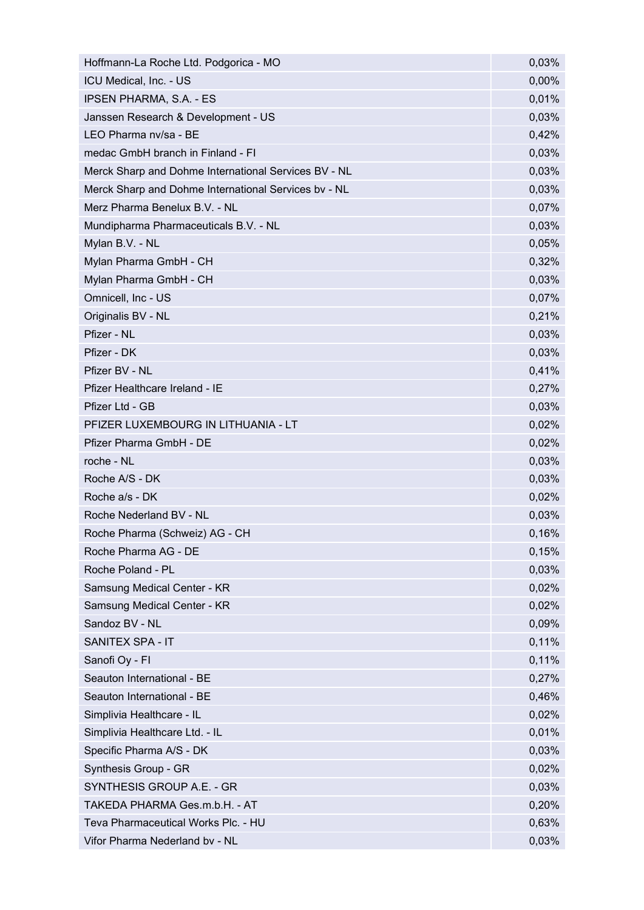| | |
|---|---|
| Hoffmann-La Roche Ltd. Podgorica - MO | 0,03% |
| ICU Medical, Inc. - US | 0,00% |
| IPSEN PHARMA, S.A. - ES | 0,01% |
| Janssen Research & Development - US | 0,03% |
| LEO Pharma nv/sa - BE | 0,42% |
| medac GmbH branch in Finland - FI | 0,03% |
| Merck Sharp and Dohme International Services BV - NL | 0,03% |
| Merck Sharp and Dohme International Services bv - NL | 0,03% |
| Merz Pharma Benelux B.V. - NL | 0,07% |
| Mundipharma Pharmaceuticals B.V. - NL | 0,03% |
| Mylan B.V. - NL | 0,05% |
| Mylan Pharma GmbH - CH | 0,32% |
| Mylan Pharma GmbH - CH | 0,03% |
| Omnicell, Inc - US | 0,07% |
| Originalis BV - NL | 0,21% |
| Pfizer - NL | 0,03% |
| Pfizer - DK | 0,03% |
| Pfizer BV - NL | 0,41% |
| Pfizer Healthcare Ireland - IE | 0,27% |
| Pfizer Ltd - GB | 0,03% |
| PFIZER LUXEMBOURG IN LITHUANIA - LT | 0,02% |
| Pfizer Pharma GmbH - DE | 0,02% |
| roche - NL | 0,03% |
| Roche A/S - DK | 0,03% |
| Roche a/s - DK | 0,02% |
| Roche Nederland BV - NL | 0,03% |
| Roche Pharma (Schweiz) AG - CH | 0,16% |
| Roche Pharma AG - DE | 0,15% |
| Roche Poland - PL | 0,03% |
| Samsung Medical Center - KR | 0,02% |
| Samsung Medical Center - KR | 0,02% |
| Sandoz BV - NL | 0,09% |
| SANITEX SPA - IT | 0,11% |
| Sanofi Oy - FI | 0,11% |
| Seauton International - BE | 0,27% |
| Seauton International - BE | 0,46% |
| Simplivia Healthcare - IL | 0,02% |
| Simplivia Healthcare Ltd. - IL | 0,01% |
| Specific Pharma A/S - DK | 0,03% |
| Synthesis Group - GR | 0,02% |
| SYNTHESIS GROUP A.E. - GR | 0,03% |
| TAKEDA PHARMA Ges.m.b.H. - AT | 0,20% |
| Teva Pharmaceutical Works Plc. - HU | 0,63% |
| Vifor Pharma Nederland bv - NL | 0,03% |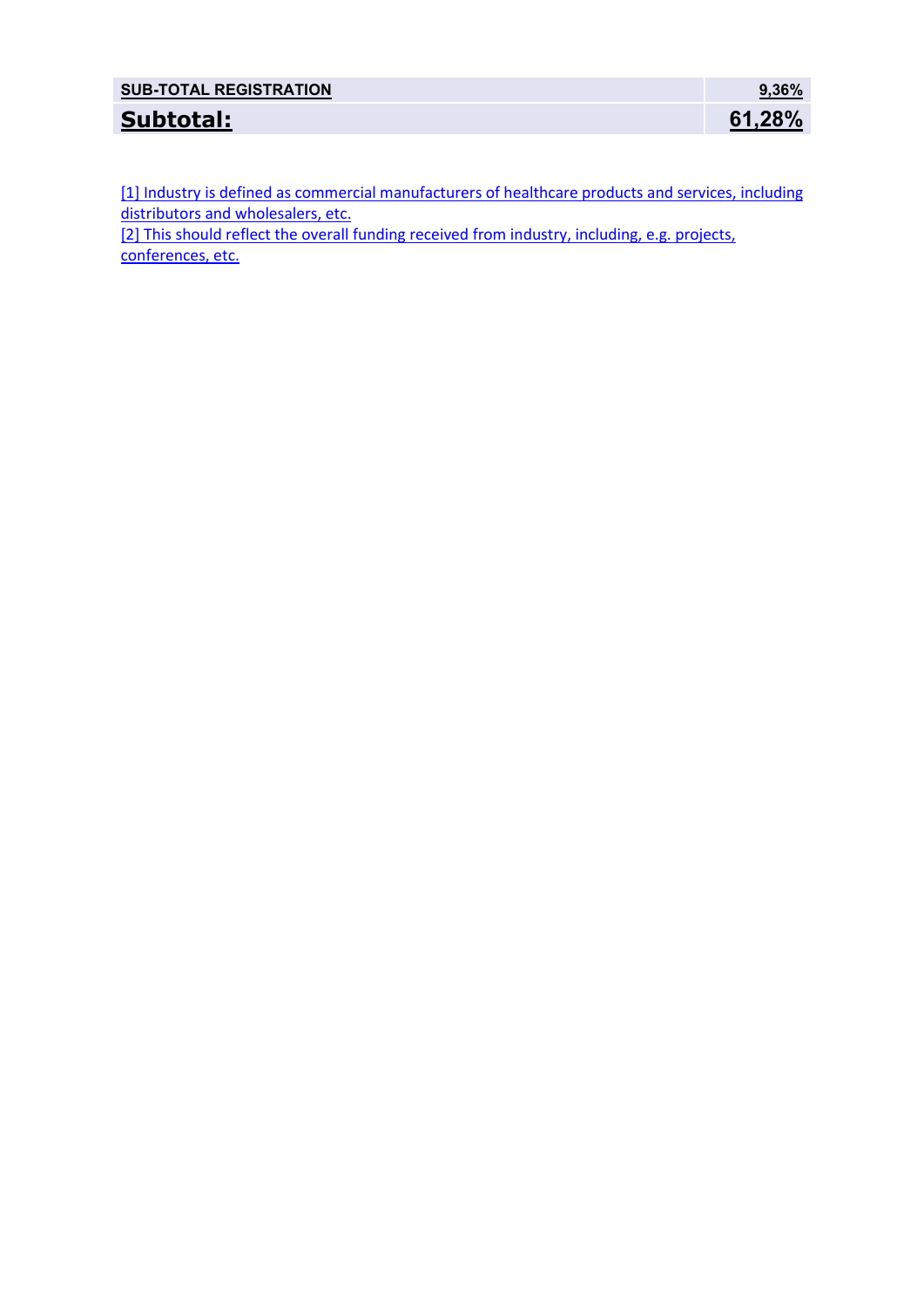| SUB-TOTAL REGISTRATION | 9,36% |
|---|---|
| **Subtotal:** | **61,28%** |

[1] Industry is defined as commercial manufacturers of healthcare products and services, including distributors and wholesalers, etc.

[2] This should reflect the overall funding received from industry, including, e.g. projects, conferences, etc.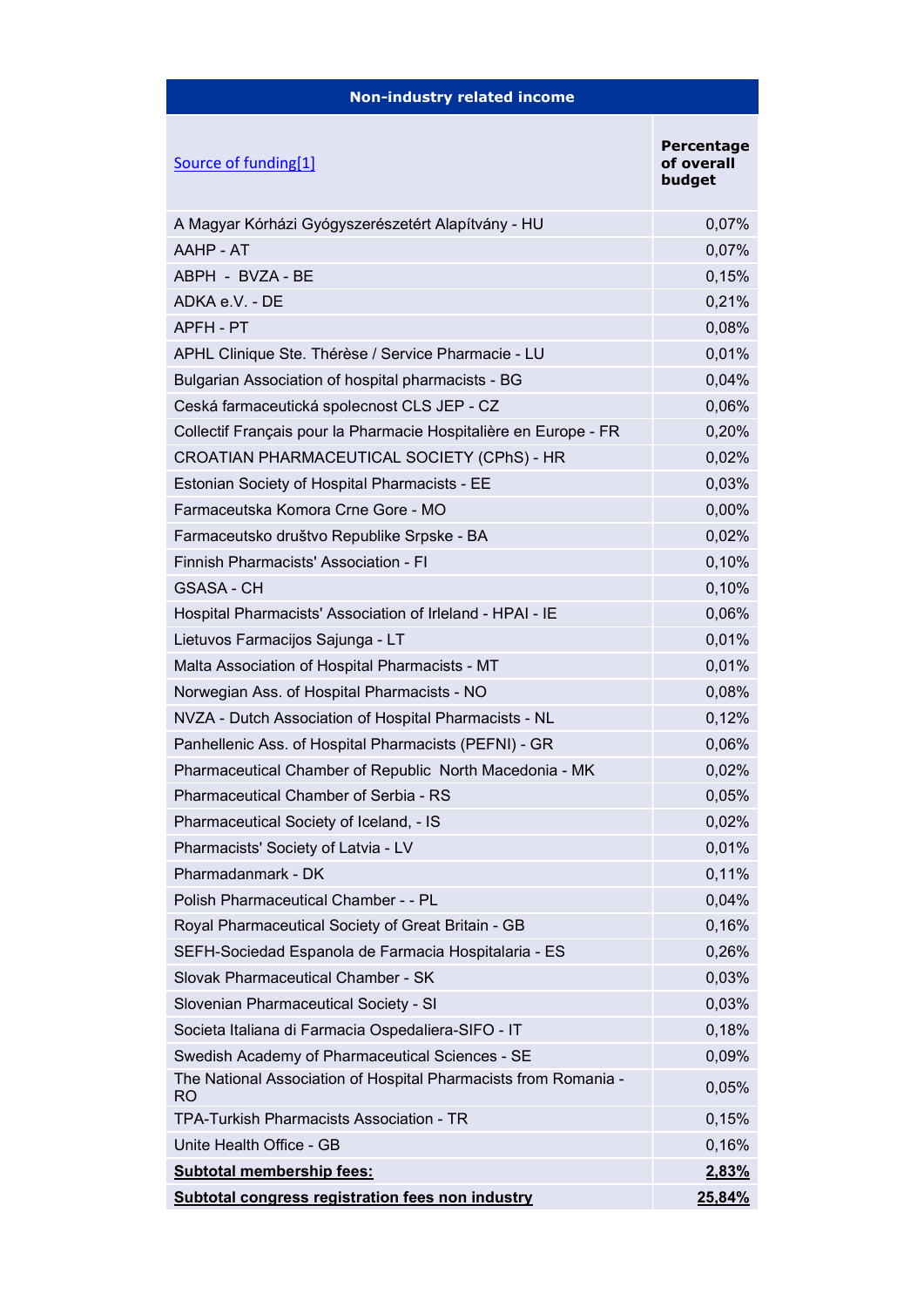| Non-industry related income | |
|---|---|
| Source of funding[1] | Percentage of overall budget |
| A Magyar Kórházi Gyógyszerészetért Alapítvány - HU | 0,07% |
| AAHP - AT | 0,07% |
| ABPH - BVZA - BE | 0,15% |
| ADKA e.V. - DE | 0,21% |
| APFH - PT | 0,08% |
| APHL Clinique Ste. Thérèse / Service Pharmacie - LU | 0,01% |
| Bulgarian Association of hospital pharmacists - BG | 0,04% |
| Ceská farmaceutická spolecnost CLS JEP - CZ | 0,06% |
| Collectif Français pour la Pharmacie Hospitalière en Europe - FR | 0,20% |
| CROATIAN PHARMACEUTICAL SOCIETY (CPhS) - HR | 0,02% |
| Estonian Society of Hospital Pharmacists - EE | 0,03% |
| Farmaceutska Komora Crne Gore - MO | 0,00% |
| Farmaceutsko društvo Republike Srpske - BA | 0,02% |
| Finnish Pharmacists' Association - FI | 0,10% |
| GSASA - CH | 0,10% |
| Hospital Pharmacists' Association of Irleland - HPAI - IE | 0,06% |
| Lietuvos Farmacijos Sajunga - LT | 0,01% |
| Malta Association of Hospital Pharmacists - MT | 0,01% |
| Norwegian Ass. of Hospital Pharmacists - NO | 0,08% |
| NVZA - Dutch Association of Hospital Pharmacists - NL | 0,12% |
| Panhellenic Ass. of Hospital Pharmacists (PEFNI) - GR | 0,06% |
| Pharmaceutical Chamber of Republic North Macedonia - MK | 0,02% |
| Pharmaceutical Chamber of Serbia - RS | 0,05% |
| Pharmaceutical Society of Iceland, - IS | 0,02% |
| Pharmacists' Society of Latvia - LV | 0,01% |
| Pharmadanmark - DK | 0,11% |
| Polish Pharmaceutical Chamber - - PL | 0,04% |
| Royal Pharmaceutical Society of Great Britain - GB | 0,16% |
| SEFH-Sociedad Espanola de Farmacia Hospitalaria - ES | 0,26% |
| Slovak Pharmaceutical Chamber - SK | 0,03% |
| Slovenian Pharmaceutical Society - SI | 0,03% |
| Societa Italiana di Farmacia Ospedaliera-SIFO - IT | 0,18% |
| Swedish Academy of Pharmaceutical Sciences - SE | 0,09% |
| The National Association of Hospital Pharmacists from Romania - RO | 0,05% |
| TPA-Turkish Pharmacists Association - TR | 0,15% |
| Unite Health Office - GB | 0,16% |
| **Subtotal membership fees:** | **2,83%** |
| **Subtotal congress registration fees non industry** | **25,84%** |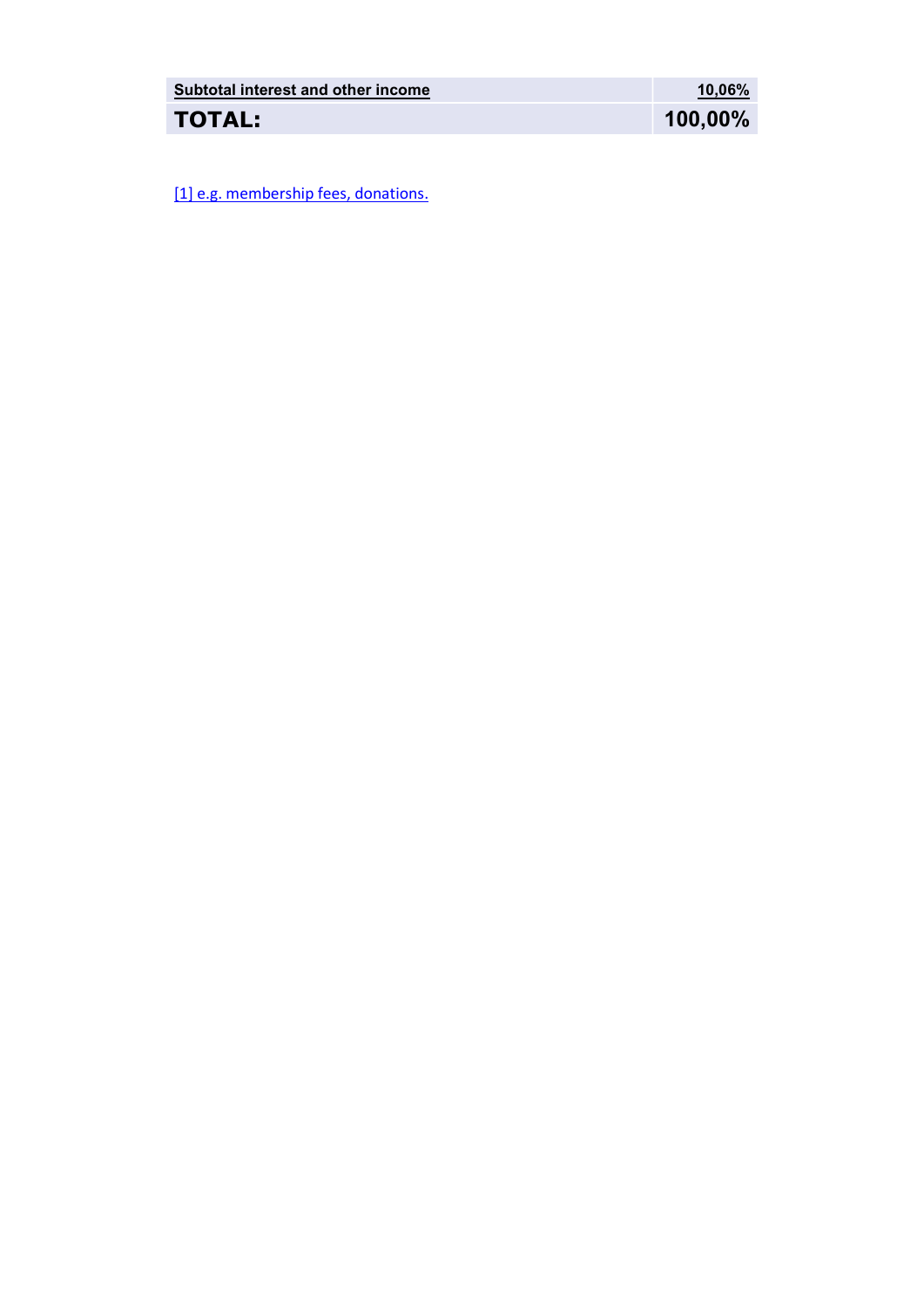| | |
|---|---|
| **Subtotal interest and other income** | **10,06%** |
| **TOTAL:** | **100,00%** |

[1] e.g. membership fees, donations.